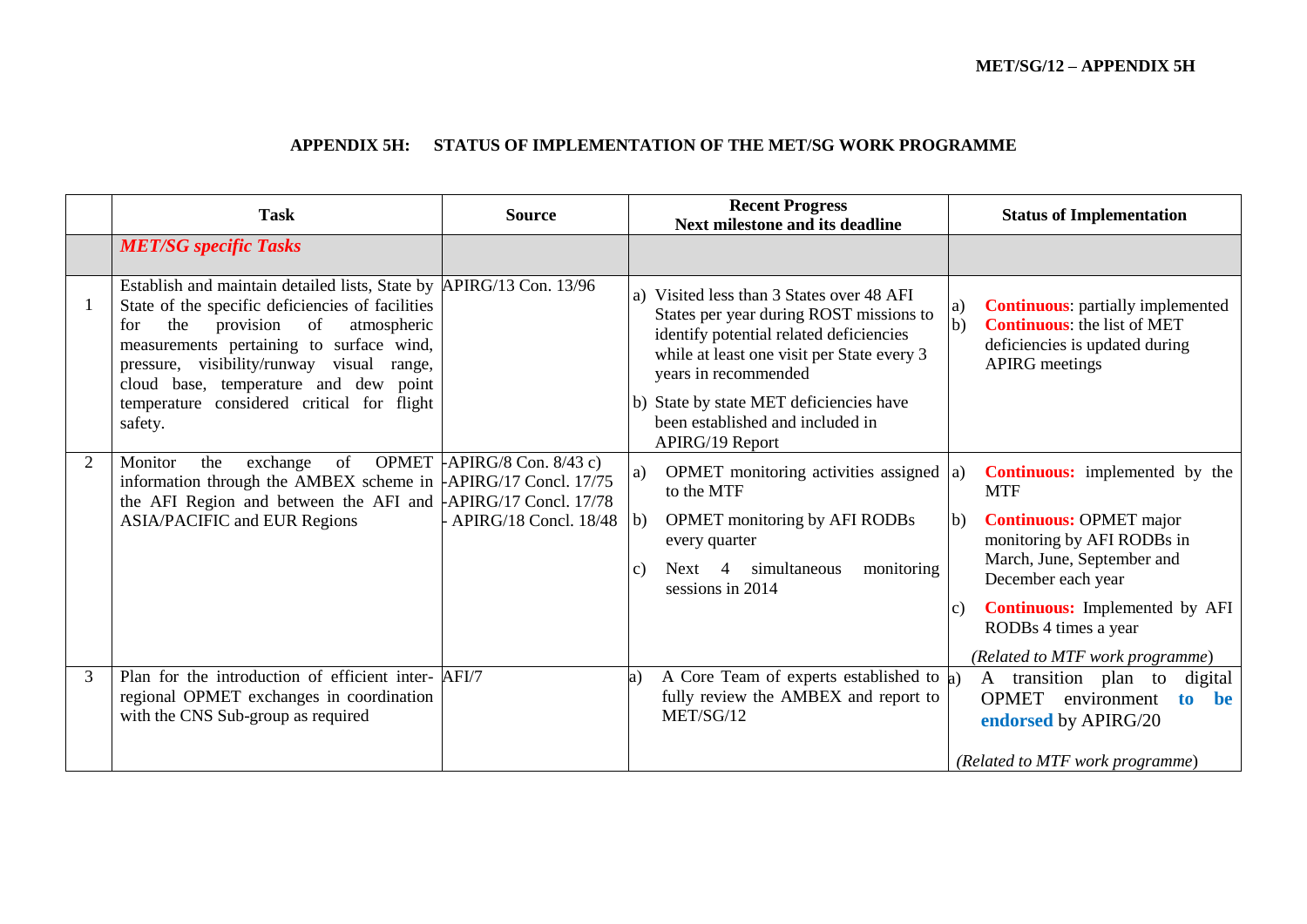MET/SG/12 – APPENDIX 5H

## APPENDIX 5H: STATUS OF IMPLEMENTATION OF THE MET/SG WORK PROGRAMME

| | Task | Source | Recent Progress<br>Next milestone and its deadline | Status of Implementation |
|---|---|---|---|---|
| | ***MET/SG specific Tasks*** | | | |
| 1 | Establish and maintain detailed lists, State by State of the specific deficiencies of facilities for the provision of atmospheric measurements pertaining to surface wind, pressure, visibility/runway visual range, cloud base, temperature and dew point temperature considered critical for flight safety. | APIRG/13 Con. 13/96 | a) Visited less than 3 States over 48 AFI States per year during ROST missions to identify potential related deficiencies while at least one visit per State every 3 years in recommended<br>b) State by state MET deficiencies have been established and included in APIRG/19 Report | a) **Continuous**: partially implemented<br>b) **Continuous**: the list of MET deficiencies is updated during APIRG meetings |
| 2 | Monitor the exchange of OPMET information through the AMBEX scheme in the AFI Region and between the AFI and ASIA/PACIFIC and EUR Regions | -APIRG/8 Con. 8/43 c)<br>-APIRG/17 Concl. 17/75<br>-APIRG/17 Concl. 17/78<br>- APIRG/18 Concl. 18/48 | a) OPMET monitoring activities assigned to the MTF<br>b) OPMET monitoring by AFI RODBs every quarter<br>c) Next 4 simultaneous monitoring sessions in 2014 | a) **Continuous:** implemented by the MTF<br>b) **Continuous:** OPMET major monitoring by AFI RODBs in March, June, September and December each year<br>c) **Continuous:** Implemented by AFI RODBs 4 times a year<br>*(Related to MTF work programme*) |
| 3 | Plan for the introduction of efficient inter-regional OPMET exchanges in coordination with the CNS Sub-group as required | AFI/7 | a) A Core Team of experts established to fully review the AMBEX and report to MET/SG/12 | a) A transition plan to digital OPMET environment **to be endorsed** by APIRG/20<br>*(Related to MTF work programme*) |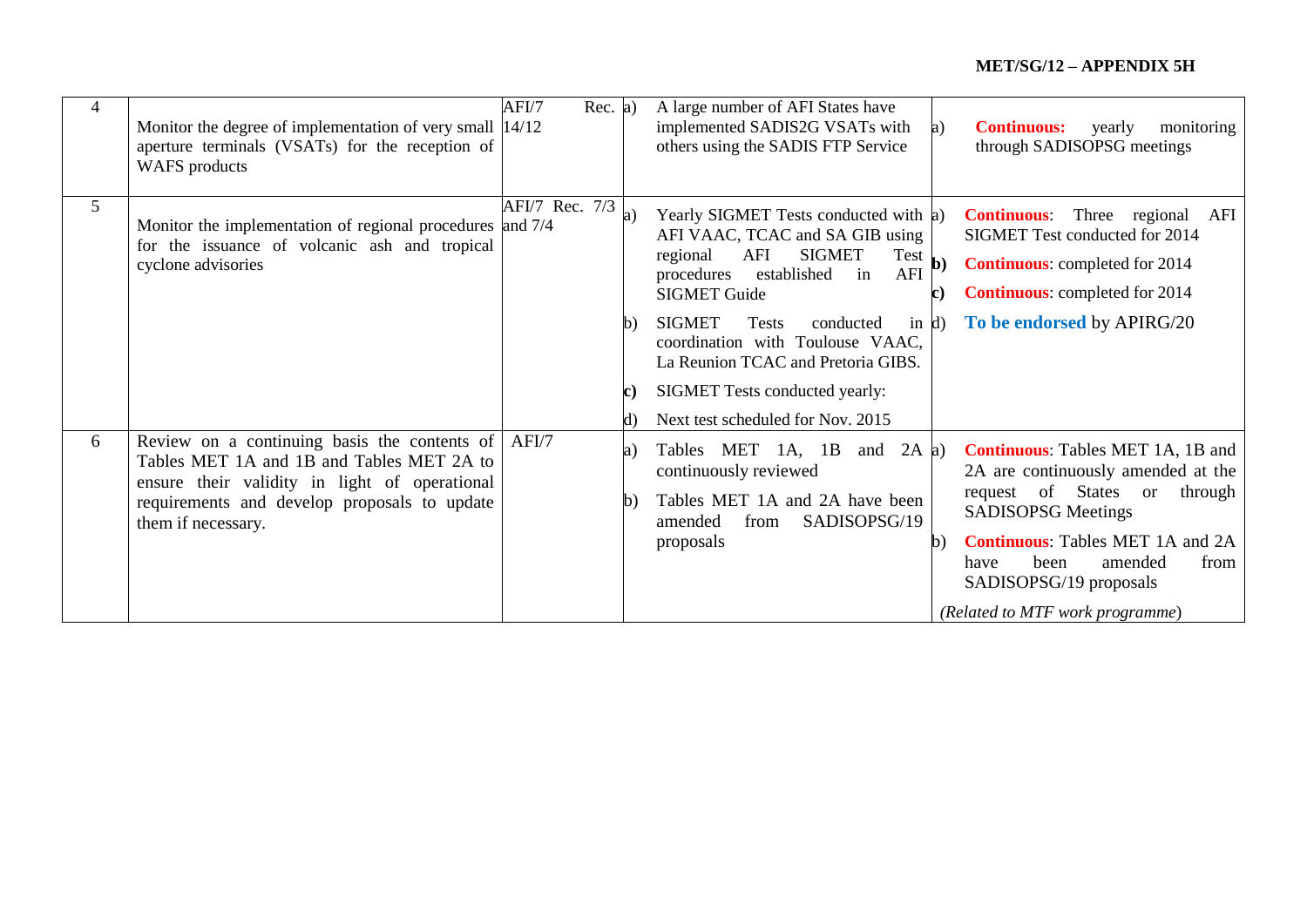| 4 | Monitor the degree of implementation of very small aperture terminals (VSATs) for the reception of WAFS products | AFI/7 Rec. 14/12 | a) A large number of AFI States have implemented SADIS2G VSATs with others using the SADIS FTP Service | a) **Continuous:** yearly monitoring through SADISOPSG meetings |
|---|---|---|---|---|
| 5 | Monitor the implementation of regional procedures for the issuance of volcanic ash and tropical cyclone advisories | AFI/7 Rec. 7/3 and 7/4 | a) Yearly SIGMET Tests conducted with AFI VAAC, TCAC and SA GIB using regional AFI SIGMET Test procedures established in AFI SIGMET Guide<br><br>b) SIGMET Tests conducted in coordination with Toulouse VAAC, La Reunion TCAC and Pretoria GIBS.<br><br>**c)** SIGMET Tests conducted yearly:<br><br>d) Next test scheduled for Nov. 2015 | a) **Continuous**: Three regional AFI SIGMET Test conducted for 2014<br><br>**b)** **Continuous**: completed for 2014<br><br>**c)** **Continuous**: completed for 2014<br><br>d) **To be endorsed** by APIRG/20 |
| 6 | Review on a continuing basis the contents of Tables MET 1A and 1B and Tables MET 2A to ensure their validity in light of operational requirements and develop proposals to update them if necessary. | AFI/7 | a) Tables MET 1A, 1B and 2A continuously reviewed<br><br>b) Tables MET 1A and 2A have been amended from SADISOPSG/19 proposals | a) **Continuous**: Tables MET 1A, 1B and 2A are continuously amended at the request of States or through SADISOPSG Meetings<br><br>b) **Continuous**: Tables MET 1A and 2A have been amended from SADISOPSG/19 proposals<br><br>*(Related to MTF work programme)* |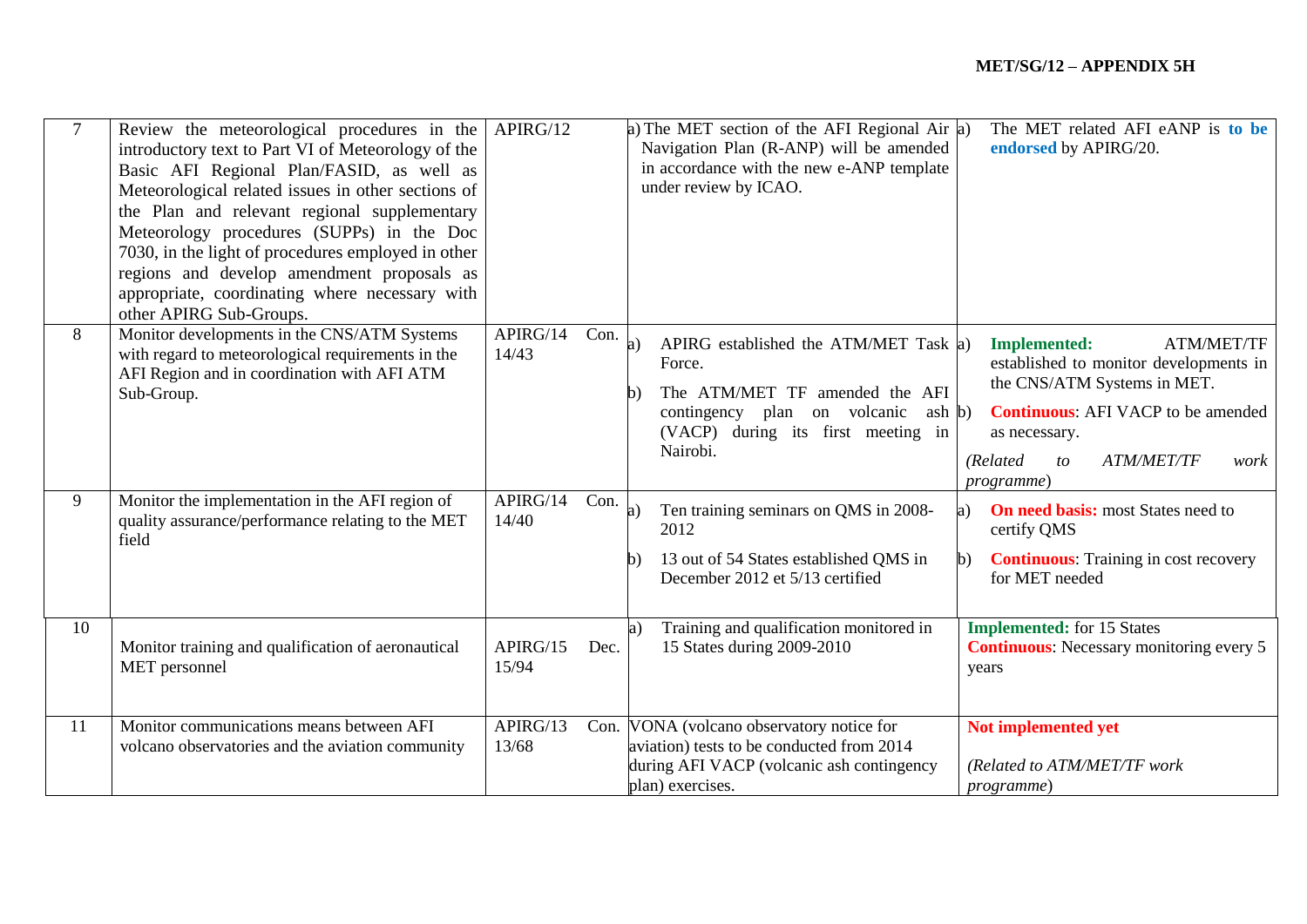| 7 | Review the meteorological procedures in the introductory text to Part VI of Meteorology of the Basic AFI Regional Plan/FASID, as well as Meteorological related issues in other sections of the Plan and relevant regional supplementary Meteorology procedures (SUPPs) in the Doc 7030, in the light of procedures employed in other regions and develop amendment proposals as appropriate, coordinating where necessary with other APIRG Sub-Groups. | APIRG/12 | a) The MET section of the AFI Regional Air Navigation Plan (R-ANP) will be amended in accordance with the new e-ANP template under review by ICAO. | a) The MET related AFI eANP is **to be endorsed** by APIRG/20. |
|---|---|---|---|---|
| 8 | Monitor developments in the CNS/ATM Systems with regard to meteorological requirements in the AFI Region and in coordination with AFI ATM Sub-Group. | APIRG/14 Con. 14/43 | a) APIRG established the ATM/MET Task Force.<br>b) The ATM/MET TF amended the AFI contingency plan on volcanic ash (VACP) during its first meeting in Nairobi. | a) **Implemented:** ATM/MET/TF established to monitor developments in the CNS/ATM Systems in MET.<br>b) **Continuous**: AFI VACP to be amended as necessary.<br>*(Related to ATM/MET/TF work programme*) |
| 9 | Monitor the implementation in the AFI region of quality assurance/performance relating to the MET field | APIRG/14 Con. 14/40 | a) Ten training seminars on QMS in 2008-2012<br>b) 13 out of 54 States established QMS in December 2012 et 5/13 certified | a) **On need basis:** most States need to certify QMS<br>b) **Continuous**: Training in cost recovery for MET needed |
| 10 | Monitor training and qualification of aeronautical MET personnel | APIRG/15 Dec. 15/94 | a) Training and qualification monitored in 15 States during 2009-2010 | **Implemented:** for 15 States<br>**Continuous**: Necessary monitoring every 5 years |
| 11 | Monitor communications means between AFI volcano observatories and the aviation community | APIRG/13 Con. 13/68 | VONA (volcano observatory notice for aviation) tests to be conducted from 2014 during AFI VACP (volcanic ash contingency plan) exercises. | **Not implemented yet**<br>*(Related to ATM/MET/TF work programme*) |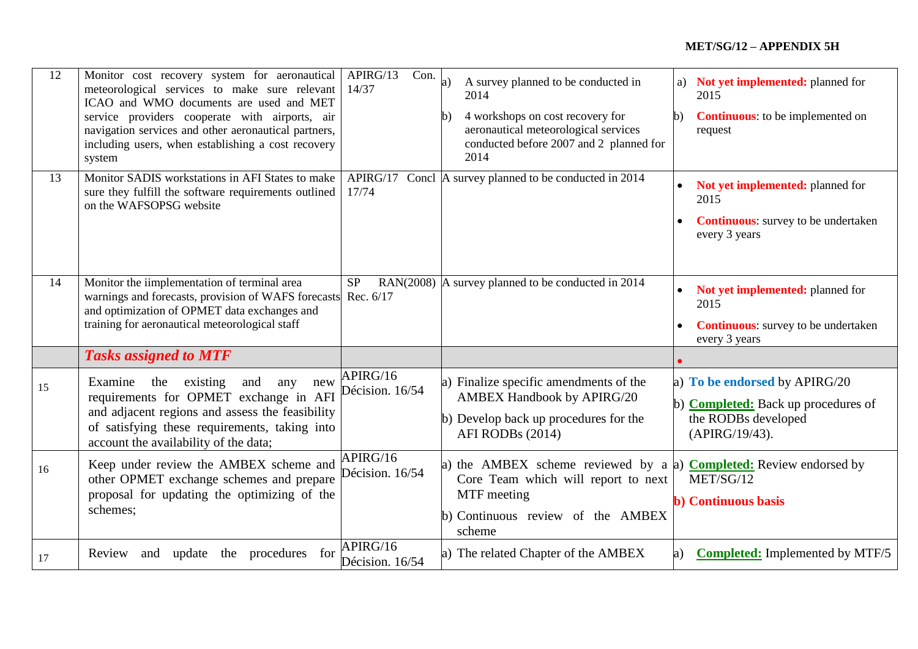| 12 | Monitor cost recovery system for aeronautical meteorological services to make sure relevant ICAO and WMO documents are used and MET service providers cooperate with airports, air navigation services and other aeronautical partners, including users, when establishing a cost recovery system | APIRG/13 Con. 14/37 | a) A survey planned to be conducted in 2014<br>b) 4 workshops on cost recovery for aeronautical meteorological services conducted before 2007 and 2 planned for 2014 | a) **Not yet implemented:** planned for 2015<br>b) **Continuous**: to be implemented on request |
|---|---|---|---|---|
| 13 | Monitor SADIS workstations in AFI States to make sure they fulfill the software requirements outlined on the WAFSOPSG website | APIRG/17 Concl 17/74 | A survey planned to be conducted in 2014 | • **Not yet implemented:** planned for 2015<br>• **Continuous**: survey to be undertaken every 3 years |
| 14 | Monitor the iimplementation of terminal area warnings and forecasts, provision of WAFS forecasts and optimization of OPMET data exchanges and training for aeronautical meteorological staff | SP RAN(2008) Rec. 6/17 | A survey planned to be conducted in 2014 | • **Not yet implemented:** planned for 2015<br>• **Continuous**: survey to be undertaken every 3 years |
| | ***Tasks assigned to MTF*** | | | • |
| 15 | Examine the existing and any new requirements for OPMET exchange in AFI and adjacent regions and assess the feasibility of satisfying these requirements, taking into account the availability of the data; | APIRG/16 Décision. 16/54 | a) Finalize specific amendments of the AMBEX Handbook by APIRG/20<br>b) Develop back up procedures for the AFI RODBs (2014) | a) **To be endorsed** by APIRG/20<br>b) **Completed:** Back up procedures of the RODBs developed (APIRG/19/43). |
| 16 | Keep under review the AMBEX scheme and other OPMET exchange schemes and prepare proposal for updating the optimizing of the schemes; | APIRG/16 Décision. 16/54 | a) the AMBEX scheme reviewed by a Core Team which will report to next MTF meeting<br>b) Continuous review of the AMBEX scheme | a) **Completed:** Review endorsed by MET/SG/12<br>**b) Continuous basis** |
| 17 | Review and update the procedures for | APIRG/16 Décision. 16/54 | a) The related Chapter of the AMBEX | a) **Completed:** Implemented by MTF/5 |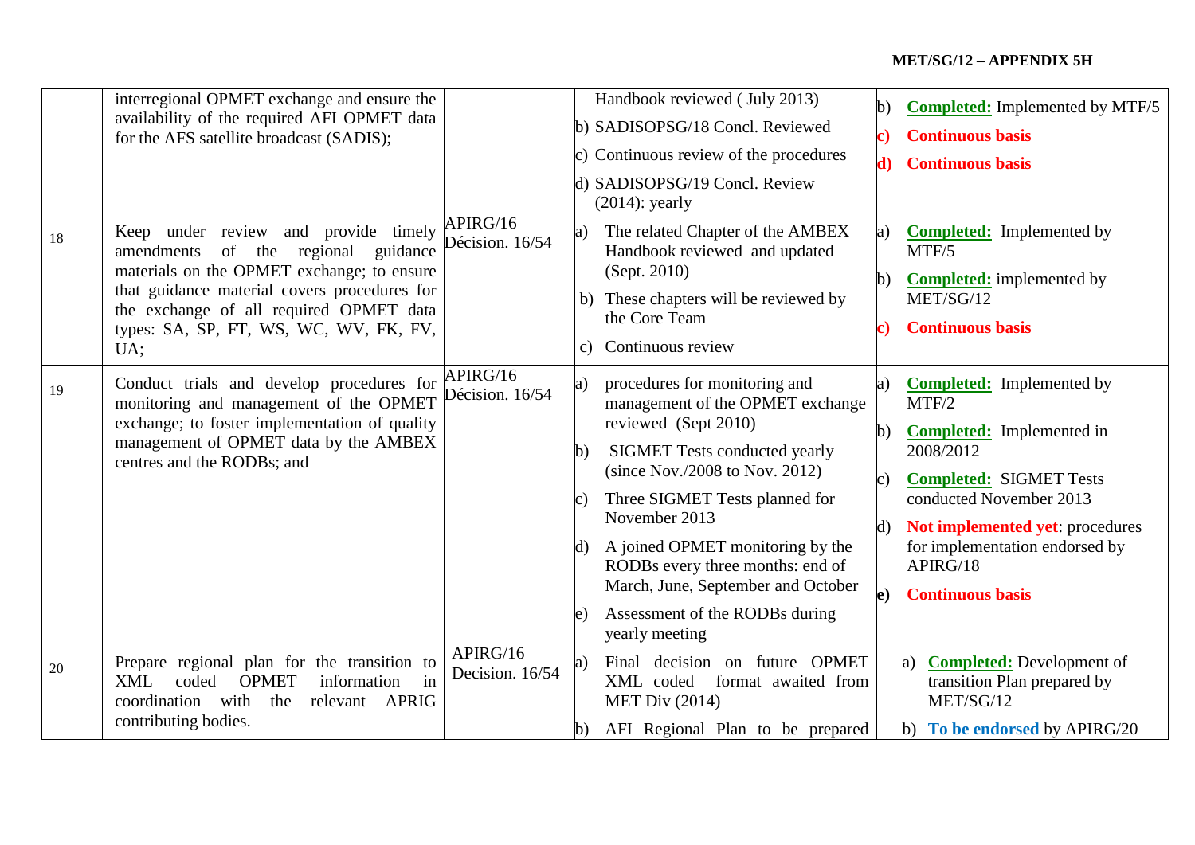| | | | | |
|---|---|---|---|---|
| | interregional OPMET exchange and ensure the availability of the required AFI OPMET data for the AFS satellite broadcast (SADIS); | | Handbook reviewed ( July 2013)<br>b) SADISOPSG/18 Concl. Reviewed<br>c) Continuous review of the procedures<br>d) SADISOPSG/19 Concl. Review (2014): yearly | b) **Completed:** Implemented by MTF/5<br>**c) Continuous basis**<br>**d) Continuous basis** |
| 18 | Keep under review and provide timely amendments of the regional guidance materials on the OPMET exchange; to ensure that guidance material covers procedures for the exchange of all required OPMET data types: SA, SP, FT, WS, WC, WV, FK, FV, UA; | APIRG/16 Décision. 16/54 | a) The related Chapter of the AMBEX Handbook reviewed and updated (Sept. 2010)<br>b) These chapters will be reviewed by the Core Team<br>c) Continuous review | a) **Completed:** Implemented by MTF/5<br>b) **Completed:** implemented by MET/SG/12<br>**c) Continuous basis** |
| 19 | Conduct trials and develop procedures for monitoring and management of the OPMET exchange; to foster implementation of quality management of OPMET data by the AMBEX centres and the RODBs; and | APIRG/16 Décision. 16/54 | a) procedures for monitoring and management of the OPMET exchange reviewed (Sept 2010)<br>b) SIGMET Tests conducted yearly (since Nov./2008 to Nov. 2012)<br>c) Three SIGMET Tests planned for November 2013<br>d) A joined OPMET monitoring by the RODBs every three months: end of March, June, September and October<br>e) Assessment of the RODBs during yearly meeting | a) **Completed:** Implemented by MTF/2<br>b) **Completed:** Implemented in 2008/2012<br>c) **Completed:** SIGMET Tests conducted November 2013<br>d) **Not implemented yet**: procedures for implementation endorsed by APIRG/18<br>**e) Continuous basis** |
| 20 | Prepare regional plan for the transition to XML coded OPMET information in coordination with the relevant APRIG contributing bodies. | APIRG/16 Decision. 16/54 | a) Final decision on future OPMET XML coded format awaited from MET Div (2014)<br>b) AFI Regional Plan to be prepared | a) **Completed:** Development of transition Plan prepared by MET/SG/12<br>b) **To be endorsed** by APIRG/20 |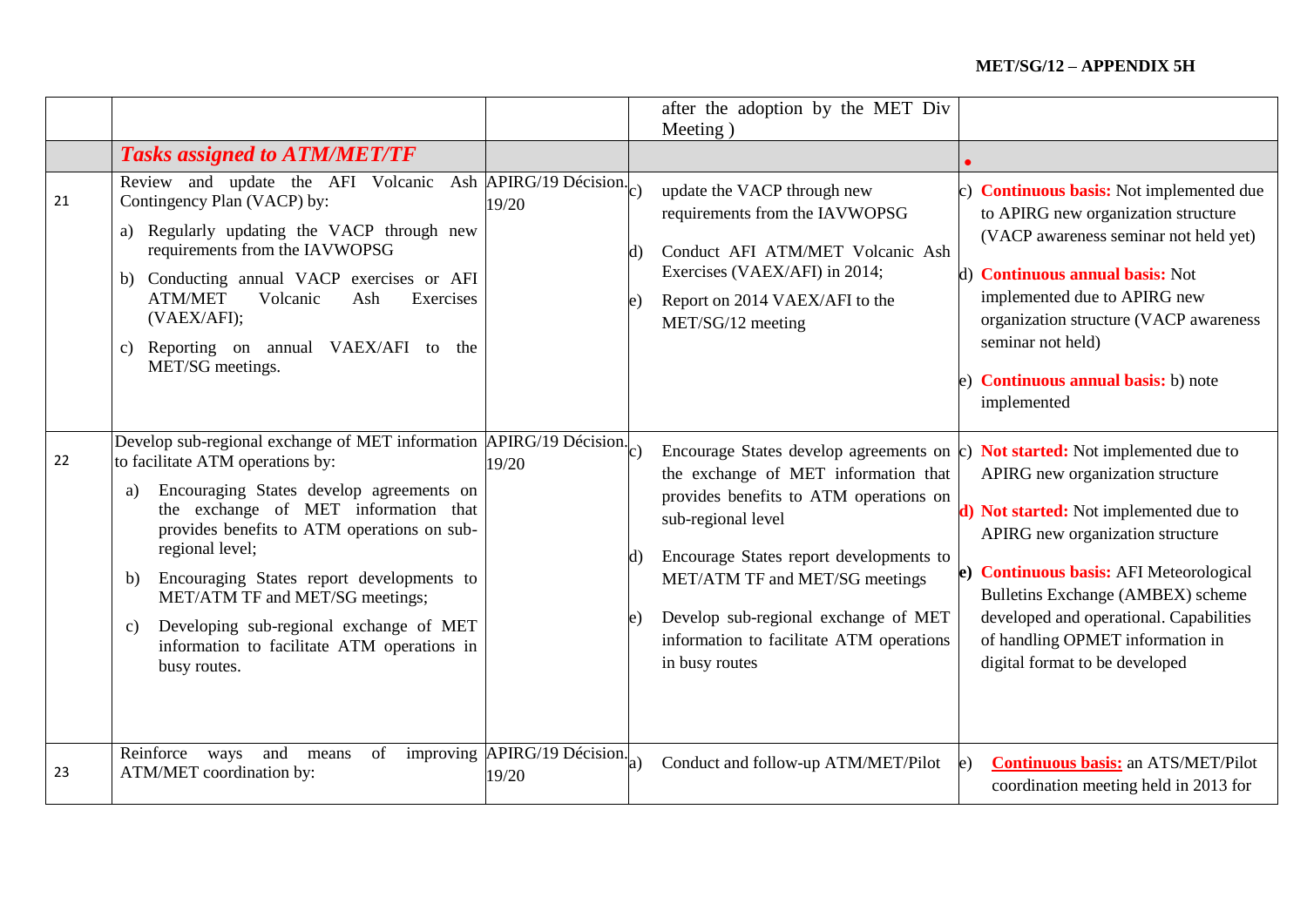| | | | | |
|---|---|---|---|---|
| | | | after the adoption by the MET Div Meeting ) | |
| | ***Tasks assigned to ATM/MET/TF*** | | | • |
| 21 | Review and update the AFI Volcanic Ash Contingency Plan (VACP) by:<br>a) Regularly updating the VACP through new requirements from the IAVWOPSG<br>b) Conducting annual VACP exercises or AFI ATM/MET Volcanic Ash Exercises (VAEX/AFI);<br>c) Reporting on annual VAEX/AFI to the MET/SG meetings. | APIRG/19 Décision. 19/20 | c) update the VACP through new requirements from the IAVWOPSG<br>d) Conduct AFI ATM/MET Volcanic Ash Exercises (VAEX/AFI) in 2014;<br>e) Report on 2014 VAEX/AFI to the MET/SG/12 meeting | c) **Continuous basis:** Not implemented due to APIRG new organization structure (VACP awareness seminar not held yet)<br>d) **Continuous annual basis:** Not implemented due to APIRG new organization structure (VACP awareness seminar not held)<br>e) **Continuous annual basis:** b) note implemented |
| 22 | Develop sub-regional exchange of MET information to facilitate ATM operations by:<br>a) Encouraging States develop agreements on the exchange of MET information that provides benefits to ATM operations on sub-regional level;<br>b) Encouraging States report developments to MET/ATM TF and MET/SG meetings;<br>c) Developing sub-regional exchange of MET information to facilitate ATM operations in busy routes. | APIRG/19 Décision. 19/20 | c) Encourage States develop agreements on the exchange of MET information that provides benefits to ATM operations on sub-regional level<br>d) Encourage States report developments to MET/ATM TF and MET/SG meetings<br>e) Develop sub-regional exchange of MET information to facilitate ATM operations in busy routes | c) **Not started:** Not implemented due to APIRG new organization structure<br>**d) Not started:** Not implemented due to APIRG new organization structure<br>**e) Continuous basis:** AFI Meteorological Bulletins Exchange (AMBEX) scheme developed and operational. Capabilities of handling OPMET information in digital format to be developed |
| 23 | Reinforce ways and means of improving ATM/MET coordination by: | APIRG/19 Décision. 19/20 | a) Conduct and follow-up ATM/MET/Pilot | e) **Continuous basis:** an ATS/MET/Pilot coordination meeting held in 2013 for |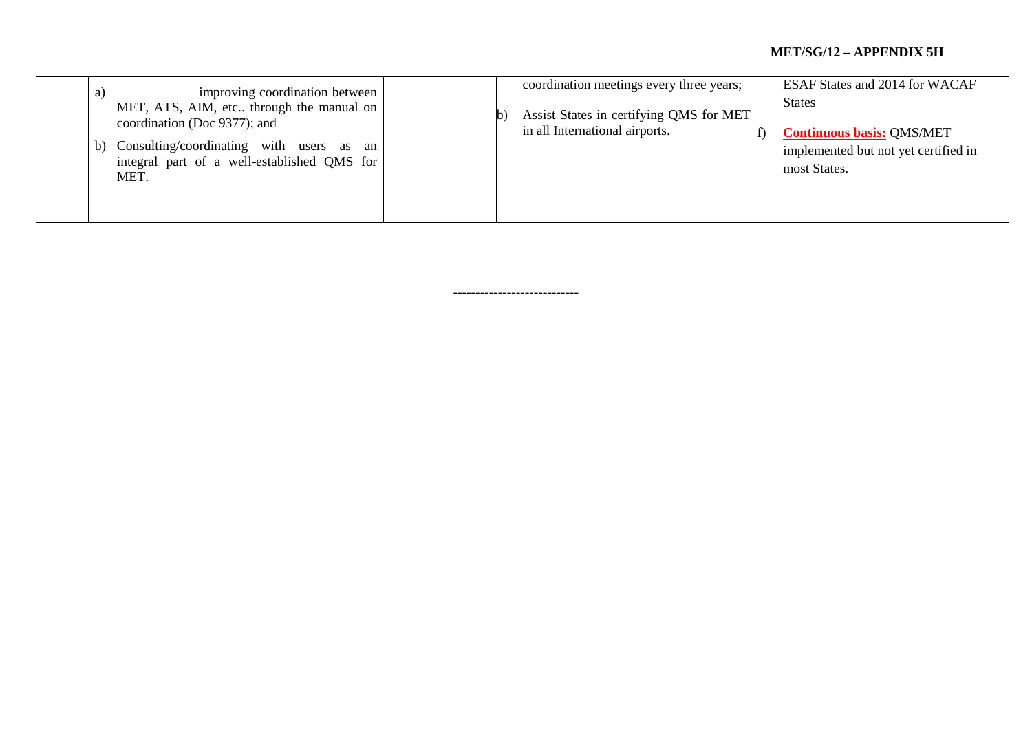| | | | | |
|---|---|---|---|---|
| | a) improving coordination between MET, ATS, AIM, etc.. through the manual on coordination (Doc 9377); and<br><br>b) Consulting/coordinating with users as an integral part of a well-established QMS for MET. | | coordination meetings every three years;<br><br>b) Assist States in certifying QMS for MET in all International airports. | ESAF States and 2014 for WACAF States<br><br>f) **Continuous basis:** QMS/MET implemented but not yet certified in most States. |

---------------------------